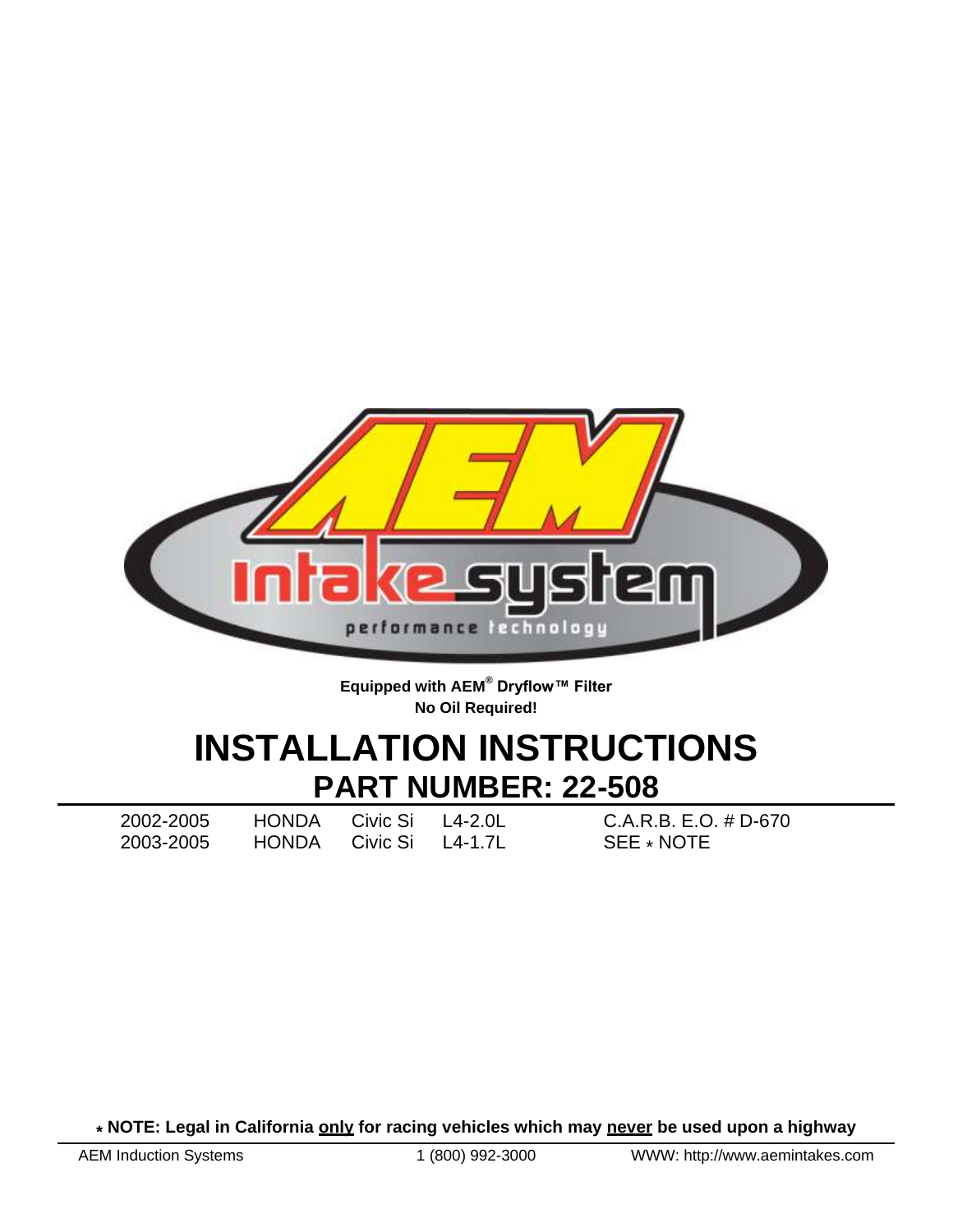AEM Intake system performance technology

**Equipped with AEM® Dryflow™ Filter**
**No Oil Required!**

# INSTALLATION INSTRUCTIONS
## PART NUMBER: 22-508

| | | | | |
|---|---|---|---|---|
| 2002-2005 | HONDA | Civic Si | L4-2.0L | C.A.R.B. E.O. # D-670 |
| 2003-2005 | HONDA | Civic Si | L4-1.7L | SEE * NOTE |

**\* NOTE: Legal in California <u>only</u> for racing vehicles which may <u>never</u> be used upon a highway**

AEM Induction Systems 1 (800) 992-3000 WWW: http://www.aemintakes.com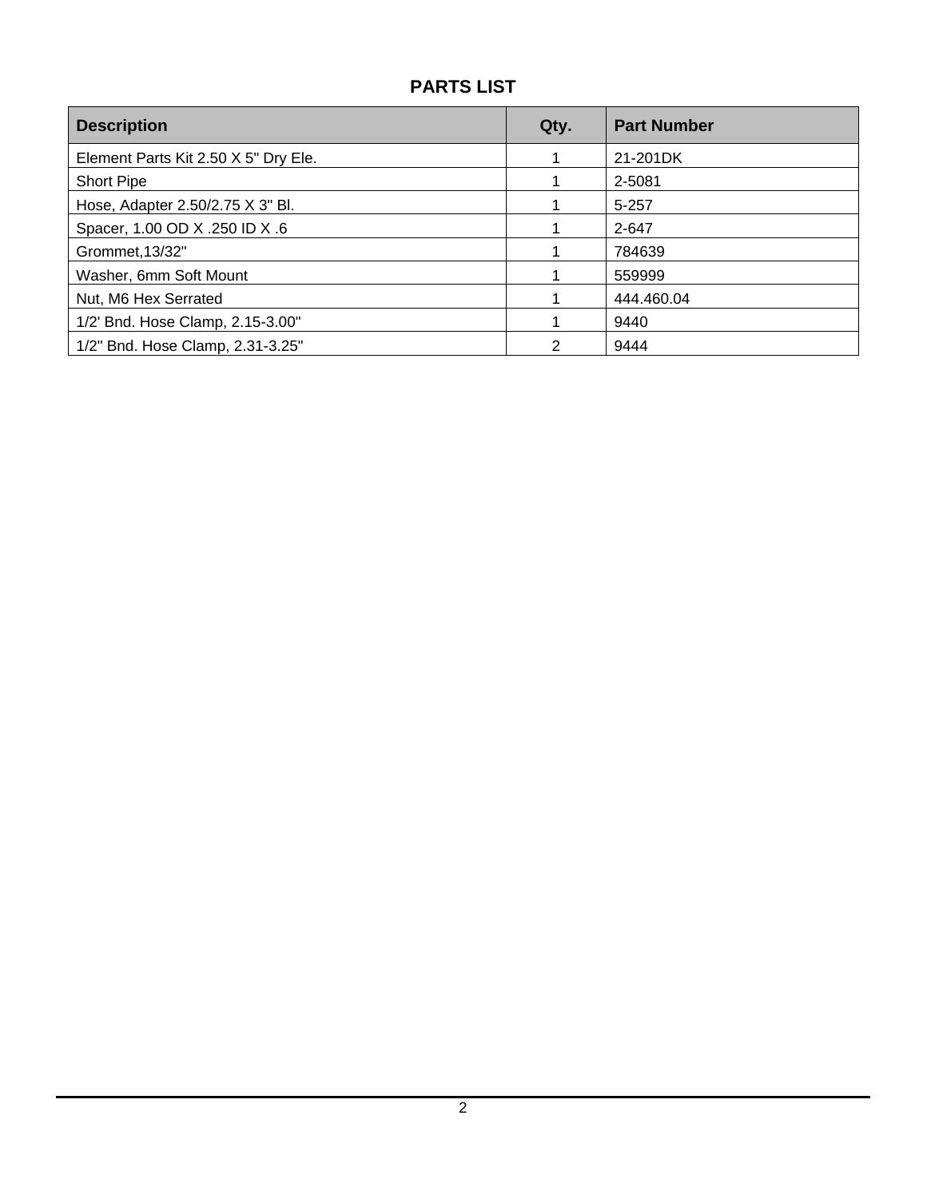## PARTS LIST

| Description | Qty. | Part Number |
| --- | --- | --- |
| Element Parts Kit 2.50 X 5" Dry Ele. | 1 | 21-201DK |
| Short Pipe | 1 | 2-5081 |
| Hose, Adapter 2.50/2.75 X 3" Bl. | 1 | 5-257 |
| Spacer, 1.00 OD X .250 ID X .6 | 1 | 2-647 |
| Grommet,13/32" | 1 | 784639 |
| Washer, 6mm Soft Mount | 1 | 559999 |
| Nut, M6 Hex Serrated | 1 | 444.460.04 |
| 1/2' Bnd. Hose Clamp, 2.15-3.00" | 1 | 9440 |
| 1/2" Bnd. Hose Clamp, 2.31-3.25" | 2 | 9444 |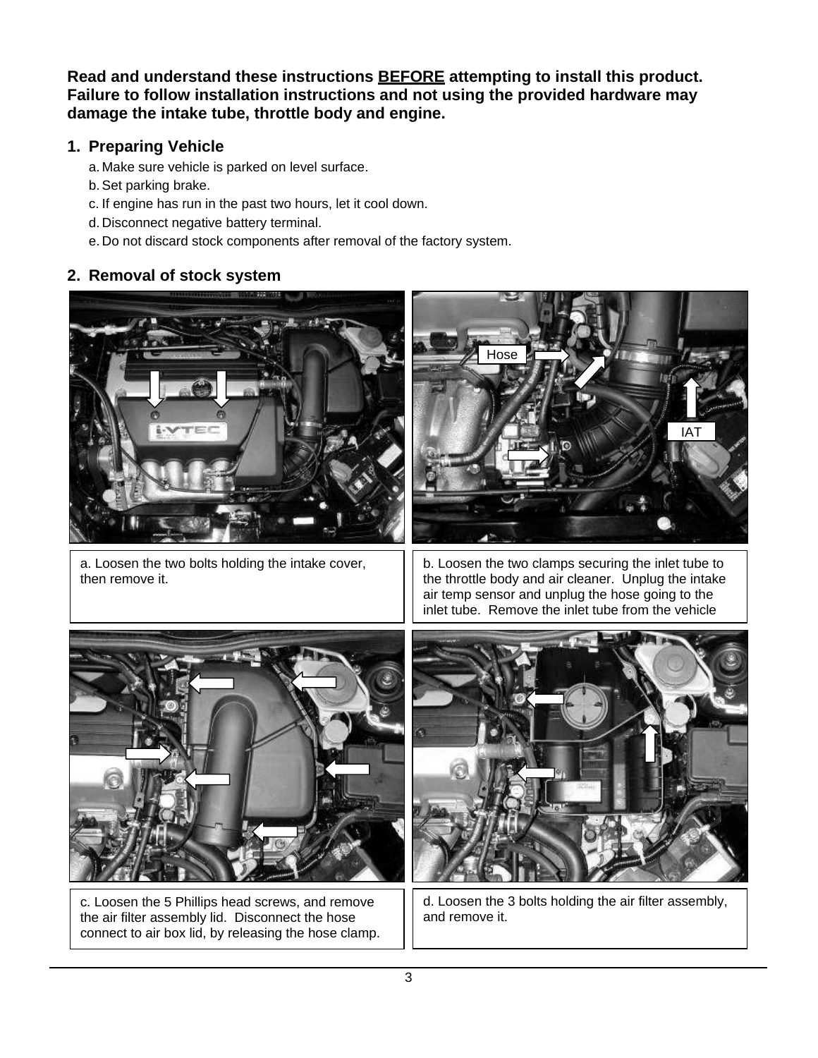**Read and understand these instructions BEFORE attempting to install this product. Failure to follow installation instructions and not using the provided hardware may damage the intake tube, throttle body and engine.**

## 1. Preparing Vehicle

a. Make sure vehicle is parked on level surface.
b. Set parking brake.
c. If engine has run in the past two hours, let it cool down.
d. Disconnect negative battery terminal.
e. Do not discard stock components after removal of the factory system.

## 2. Removal of stock system

Hose

IAT

a. Loosen the two bolts holding the intake cover, then remove it.

b. Loosen the two clamps securing the inlet tube to the throttle body and air cleaner. Unplug the intake air temp sensor and unplug the hose going to the inlet tube. Remove the inlet tube from the vehicle

c. Loosen the 5 Phillips head screws, and remove the air filter assembly lid. Disconnect the hose connect to air box lid, by releasing the hose clamp.

d. Loosen the 3 bolts holding the air filter assembly, and remove it.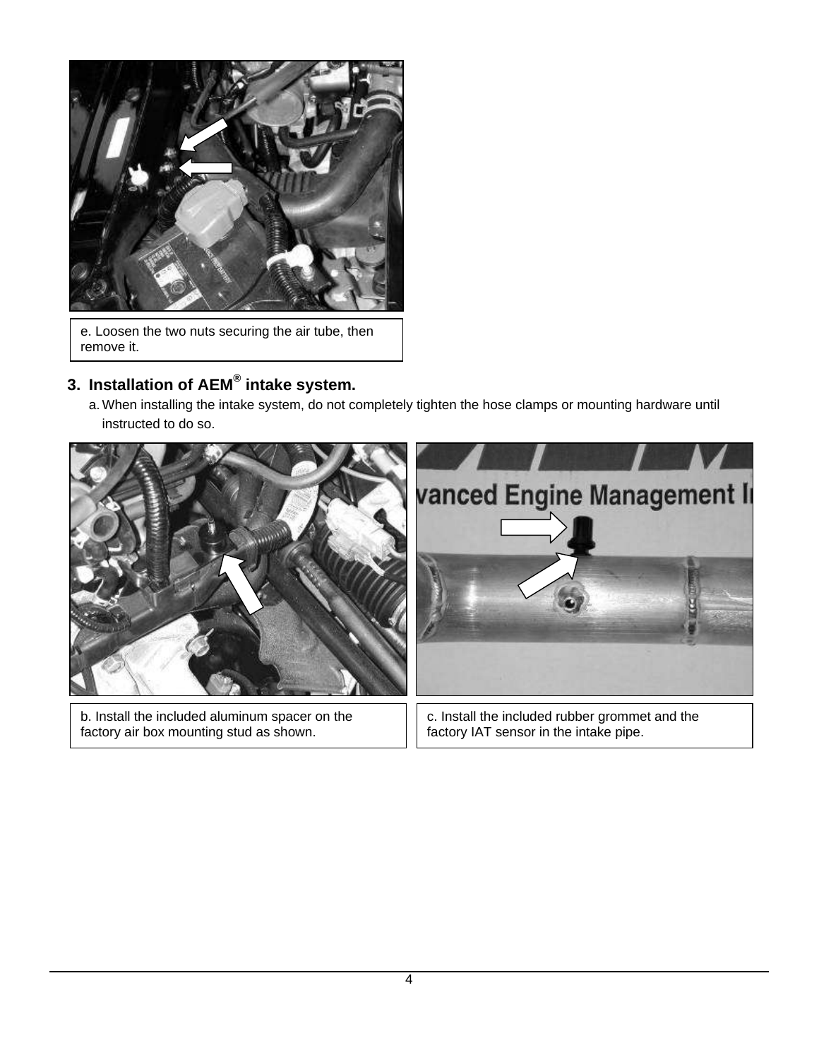e. Loosen the two nuts securing the air tube, then remove it.

## 3. Installation of AEM® intake system.

a. When installing the intake system, do not completely tighten the hose clamps or mounting hardware until instructed to do so.

b. Install the included aluminum spacer on the factory air box mounting stud as shown.

c. Install the included rubber grommet and the factory IAT sensor in the intake pipe.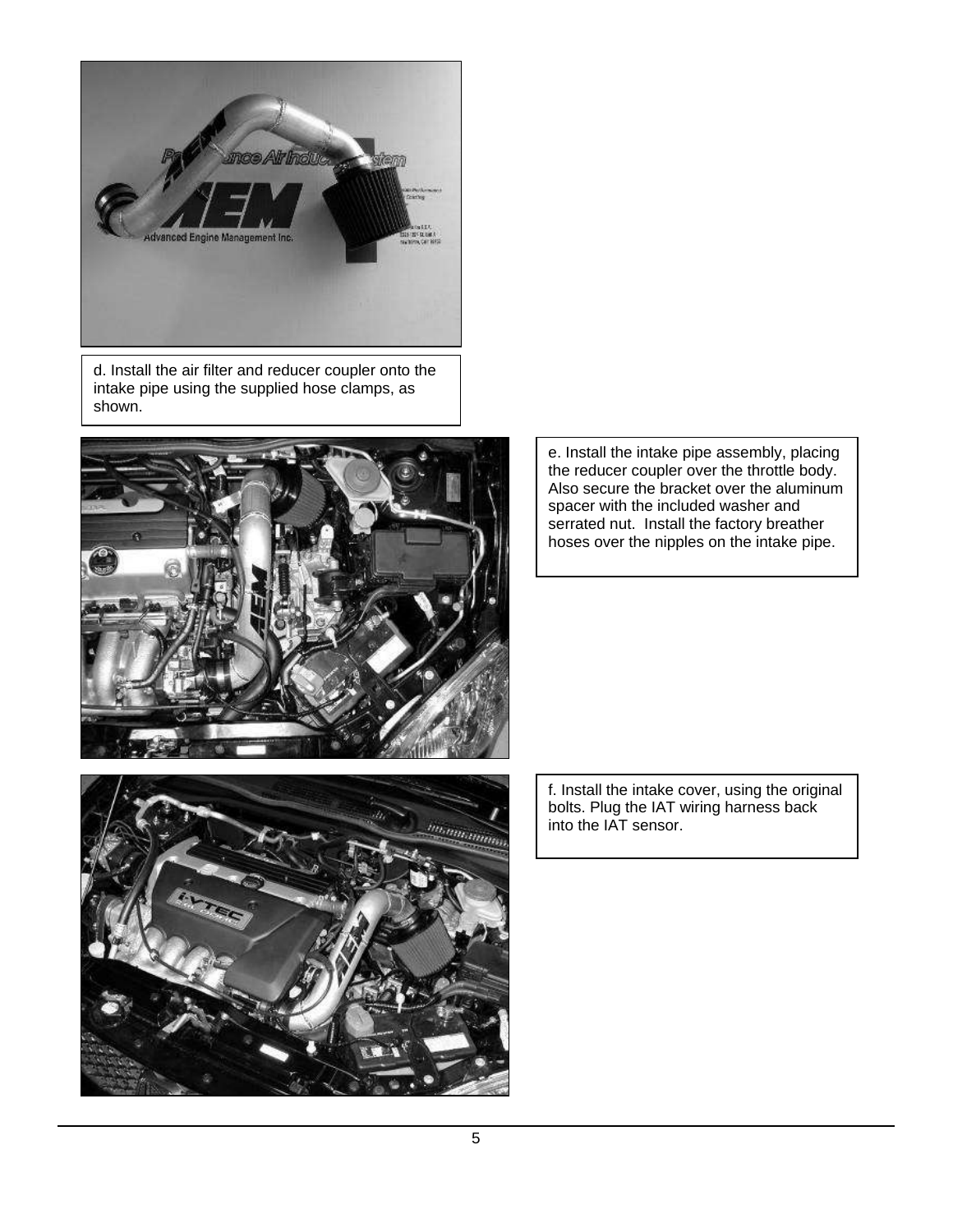d. Install the air filter and reducer coupler onto the intake pipe using the supplied hose clamps, as shown.

e. Install the intake pipe assembly, placing the reducer coupler over the throttle body. Also secure the bracket over the aluminum spacer with the included washer and serrated nut. Install the factory breather hoses over the nipples on the intake pipe.

f. Install the intake cover, using the original bolts. Plug the IAT wiring harness back into the IAT sensor.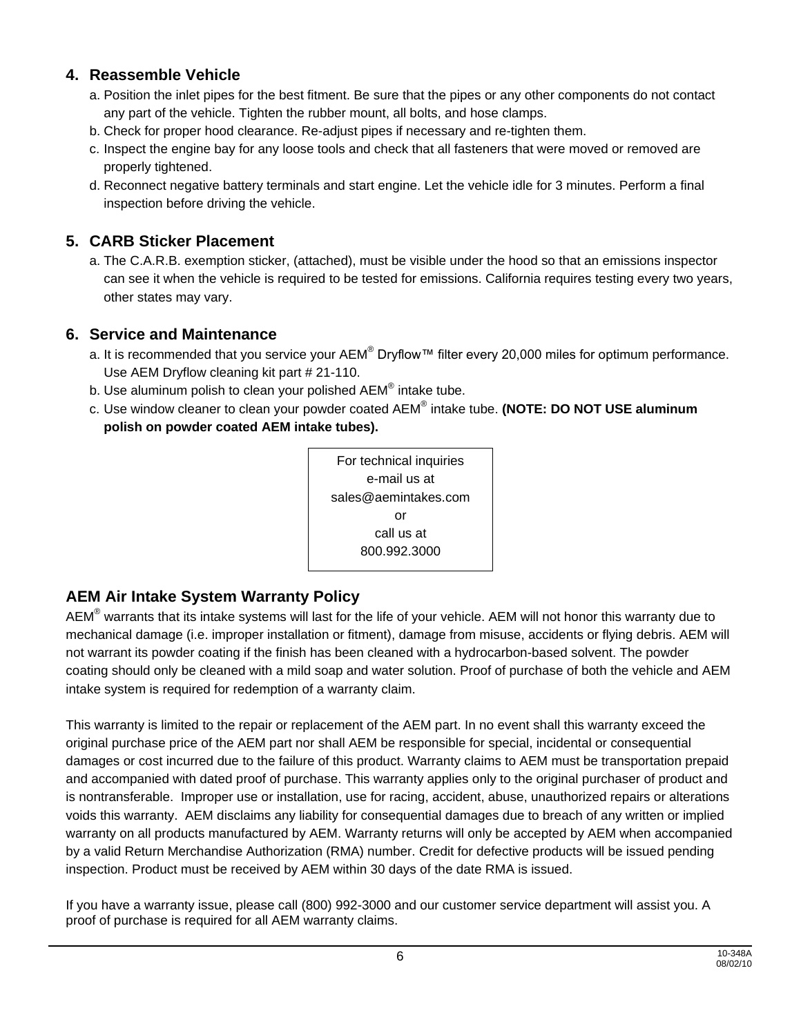## 4. Reassemble Vehicle

a. Position the inlet pipes for the best fitment. Be sure that the pipes or any other components do not contact any part of the vehicle. Tighten the rubber mount, all bolts, and hose clamps.

b. Check for proper hood clearance. Re-adjust pipes if necessary and re-tighten them.

c. Inspect the engine bay for any loose tools and check that all fasteners that were moved or removed are properly tightened.

d. Reconnect negative battery terminals and start engine. Let the vehicle idle for 3 minutes. Perform a final inspection before driving the vehicle.

## 5. CARB Sticker Placement

a. The C.A.R.B. exemption sticker, (attached), must be visible under the hood so that an emissions inspector can see it when the vehicle is required to be tested for emissions. California requires testing every two years, other states may vary.

## 6. Service and Maintenance

a. It is recommended that you service your AEM® Dryflow™ filter every 20,000 miles for optimum performance. Use AEM Dryflow cleaning kit part # 21-110.

b. Use aluminum polish to clean your polished AEM® intake tube.

c. Use window cleaner to clean your powder coated AEM® intake tube. **(NOTE: DO NOT USE aluminum polish on powder coated AEM intake tubes).**

For technical inquiries
e-mail us at
sales@aemintakes.com
or
call us at
800.992.3000

## AEM Air Intake System Warranty Policy

AEM® warrants that its intake systems will last for the life of your vehicle. AEM will not honor this warranty due to mechanical damage (i.e. improper installation or fitment), damage from misuse, accidents or flying debris. AEM will not warrant its powder coating if the finish has been cleaned with a hydrocarbon-based solvent. The powder coating should only be cleaned with a mild soap and water solution. Proof of purchase of both the vehicle and AEM intake system is required for redemption of a warranty claim.

This warranty is limited to the repair or replacement of the AEM part. In no event shall this warranty exceed the original purchase price of the AEM part nor shall AEM be responsible for special, incidental or consequential damages or cost incurred due to the failure of this product. Warranty claims to AEM must be transportation prepaid and accompanied with dated proof of purchase. This warranty applies only to the original purchaser of product and is nontransferable. Improper use or installation, use for racing, accident, abuse, unauthorized repairs or alterations voids this warranty. AEM disclaims any liability for consequential damages due to breach of any written or implied warranty on all products manufactured by AEM. Warranty returns will only be accepted by AEM when accompanied by a valid Return Merchandise Authorization (RMA) number. Credit for defective products will be issued pending inspection. Product must be received by AEM within 30 days of the date RMA is issued.

If you have a warranty issue, please call (800) 992-3000 and our customer service department will assist you. A proof of purchase is required for all AEM warranty claims.

10-348A
08/02/10